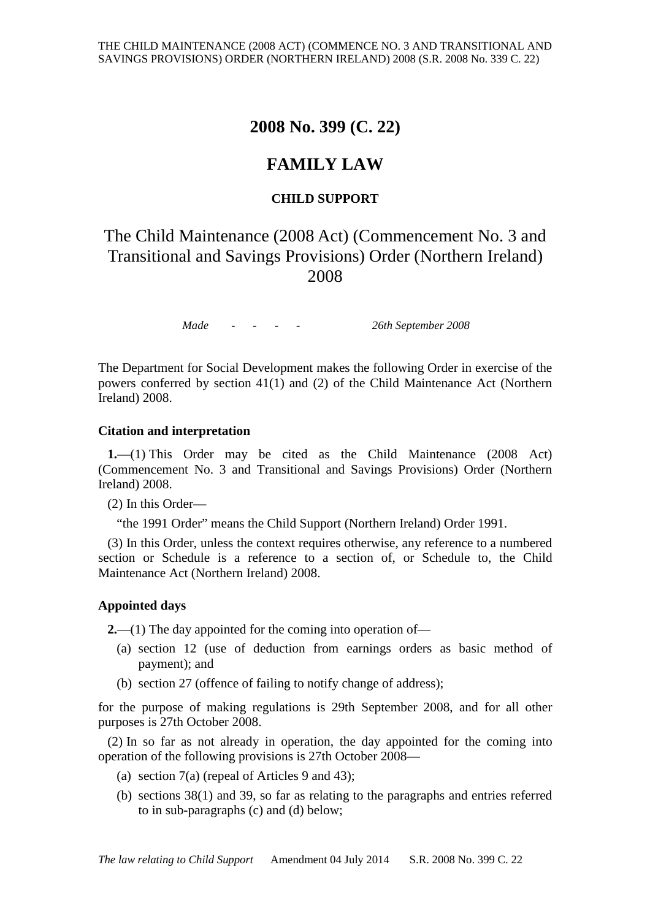# 2008 No. 399 (C. 22)

# FAMILY LAW

### CHILD SUPPORT

## The Child Maintenance (2008 Act) (Commencement No. 3 and Transitional and Savings Provisions) Order (Northern Ireland) 2008

*Made* - - - - *26th September 2008*

The Department for Social Development makes the following Order in exercise of the powers conferred by section 41(1) and (2) of the Child Maintenance Act (Northern Ireland) 2008.

### Citation and interpretation

**1.**—(1) This Order may be cited as the Child Maintenance (2008 Act) (Commencement No. 3 and Transitional and Savings Provisions) Order (Northern Ireland) 2008.

(2) In this Order—

"the 1991 Order" means the Child Support (Northern Ireland) Order 1991.

(3) In this Order, unless the context requires otherwise, any reference to a numbered section or Schedule is a reference to a section of, or Schedule to, the Child Maintenance Act (Northern Ireland) 2008.

### Appointed days

**2.**—(1) The day appointed for the coming into operation of—

(a) section 12 (use of deduction from earnings orders as basic method of payment); and

(b) section 27 (offence of failing to notify change of address);

for the purpose of making regulations is 29th September 2008, and for all other purposes is 27th October 2008.

(2) In so far as not already in operation, the day appointed for the coming into operation of the following provisions is 27th October 2008—

(a) section 7(a) (repeal of Articles 9 and 43);

(b) sections 38(1) and 39, so far as relating to the paragraphs and entries referred to in sub-paragraphs (c) and (d) below;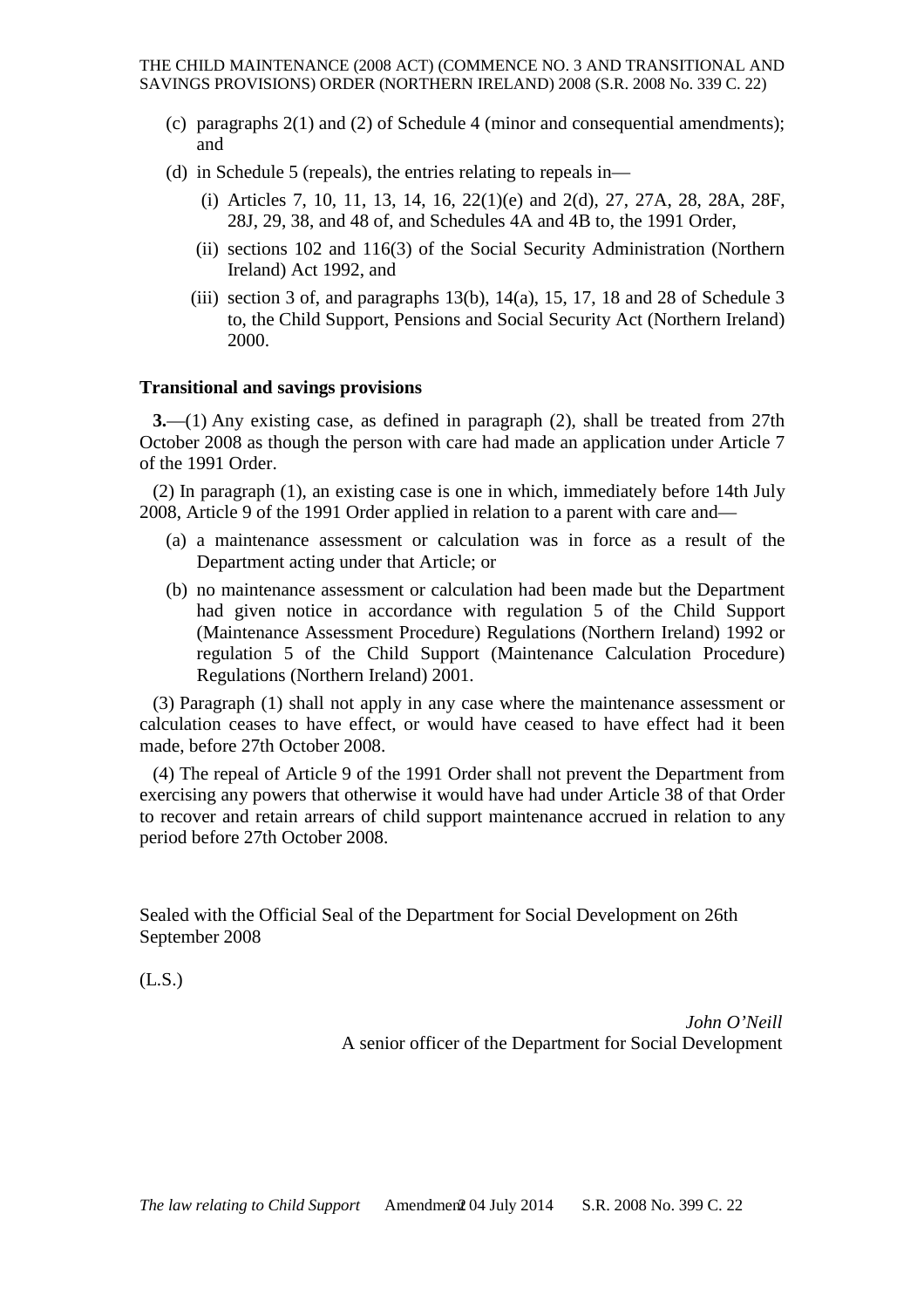(c) paragraphs 2(1) and (2) of Schedule 4 (minor and consequential amendments); and

(d) in Schedule 5 (repeals), the entries relating to repeals in—

   (i) Articles 7, 10, 11, 13, 14, 16, 22(1)(e) and 2(d), 27, 27A, 28, 28A, 28F, 28J, 29, 38, and 48 of, and Schedules 4A and 4B to, the 1991 Order,

   (ii) sections 102 and 116(3) of the Social Security Administration (Northern Ireland) Act 1992, and

   (iii) section 3 of, and paragraphs 13(b), 14(a), 15, 17, 18 and 28 of Schedule 3 to, the Child Support, Pensions and Social Security Act (Northern Ireland) 2000.

## Transitional and savings provisions

**3.**—(1) Any existing case, as defined in paragraph (2), shall be treated from 27th October 2008 as though the person with care had made an application under Article 7 of the 1991 Order.

(2) In paragraph (1), an existing case is one in which, immediately before 14th July 2008, Article 9 of the 1991 Order applied in relation to a parent with care and—

(a) a maintenance assessment or calculation was in force as a result of the Department acting under that Article; or

(b) no maintenance assessment or calculation had been made but the Department had given notice in accordance with regulation 5 of the Child Support (Maintenance Assessment Procedure) Regulations (Northern Ireland) 1992 or regulation 5 of the Child Support (Maintenance Calculation Procedure) Regulations (Northern Ireland) 2001.

(3) Paragraph (1) shall not apply in any case where the maintenance assessment or calculation ceases to have effect, or would have ceased to have effect had it been made, before 27th October 2008.

(4) The repeal of Article 9 of the 1991 Order shall not prevent the Department from exercising any powers that otherwise it would have had under Article 38 of that Order to recover and retain arrears of child support maintenance accrued in relation to any period before 27th October 2008.

Sealed with the Official Seal of the Department for Social Development on 26th September 2008

(L.S.)

*John O'Neill*
A senior officer of the Department for Social Development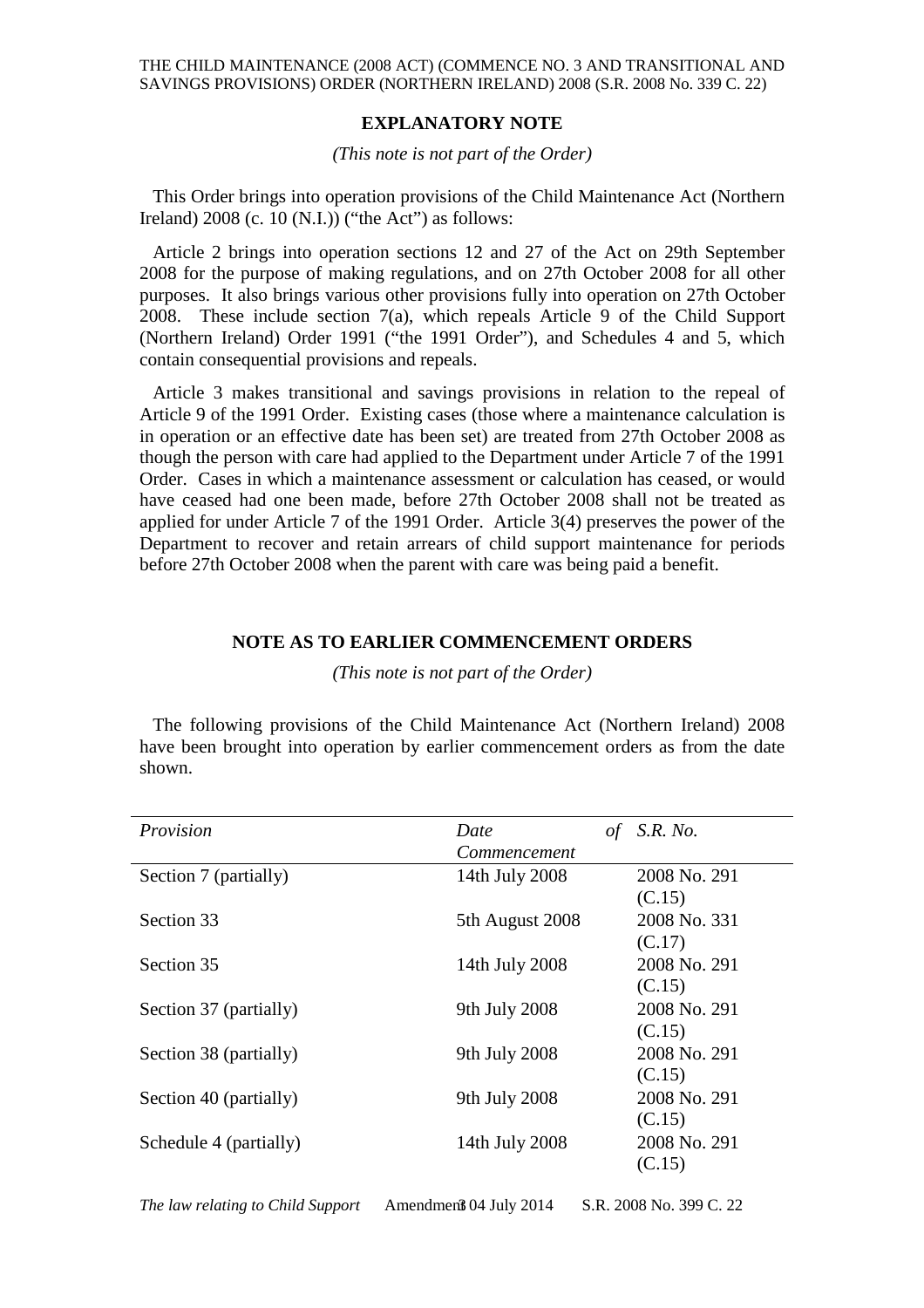## EXPLANATORY NOTE

*(This note is not part of the Order)*

This Order brings into operation provisions of the Child Maintenance Act (Northern Ireland) 2008 (c. 10 (N.I.)) ("the Act") as follows:

Article 2 brings into operation sections 12 and 27 of the Act on 29th September 2008 for the purpose of making regulations, and on 27th October 2008 for all other purposes. It also brings various other provisions fully into operation on 27th October 2008. These include section 7(a), which repeals Article 9 of the Child Support (Northern Ireland) Order 1991 ("the 1991 Order"), and Schedules 4 and 5, which contain consequential provisions and repeals.

Article 3 makes transitional and savings provisions in relation to the repeal of Article 9 of the 1991 Order. Existing cases (those where a maintenance calculation is in operation or an effective date has been set) are treated from 27th October 2008 as though the person with care had applied to the Department under Article 7 of the 1991 Order. Cases in which a maintenance assessment or calculation has ceased, or would have ceased had one been made, before 27th October 2008 shall not be treated as applied for under Article 7 of the 1991 Order. Article 3(4) preserves the power of the Department to recover and retain arrears of child support maintenance for periods before 27th October 2008 when the parent with care was being paid a benefit.

## NOTE AS TO EARLIER COMMENCEMENT ORDERS

*(This note is not part of the Order)*

The following provisions of the Child Maintenance Act (Northern Ireland) 2008 have been brought into operation by earlier commencement orders as from the date shown.

| *Provision* | *Date of Commencement* | *S.R. No.* |
|---|---|---|
| Section 7 (partially) | 14th July 2008 | 2008 No. 291 (C.15) |
| Section 33 | 5th August 2008 | 2008 No. 331 (C.17) |
| Section 35 | 14th July 2008 | 2008 No. 291 (C.15) |
| Section 37 (partially) | 9th July 2008 | 2008 No. 291 (C.15) |
| Section 38 (partially) | 9th July 2008 | 2008 No. 291 (C.15) |
| Section 40 (partially) | 9th July 2008 | 2008 No. 291 (C.15) |
| Schedule 4 (partially) | 14th July 2008 | 2008 No. 291 (C.15) |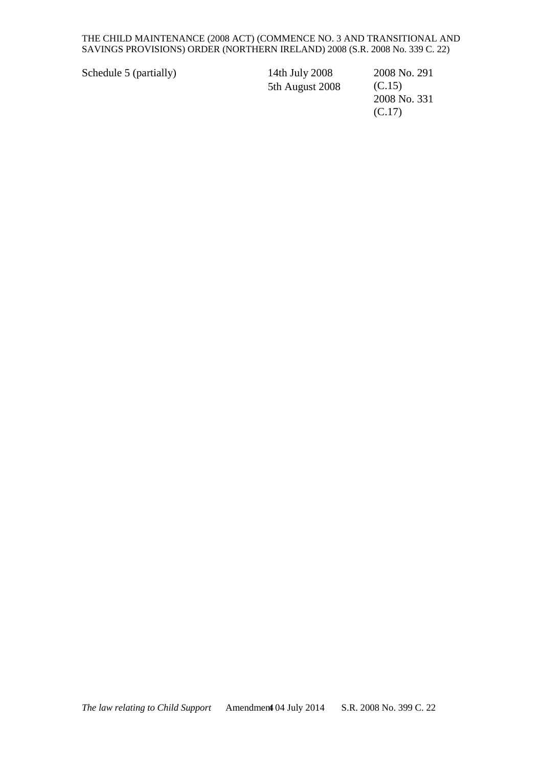| | | |
|---|---|---|
| Schedule 5 (partially) | 14th July 2008<br>5th August 2008 | 2008 No. 291 (C.15)<br>2008 No. 331 (C.17) |